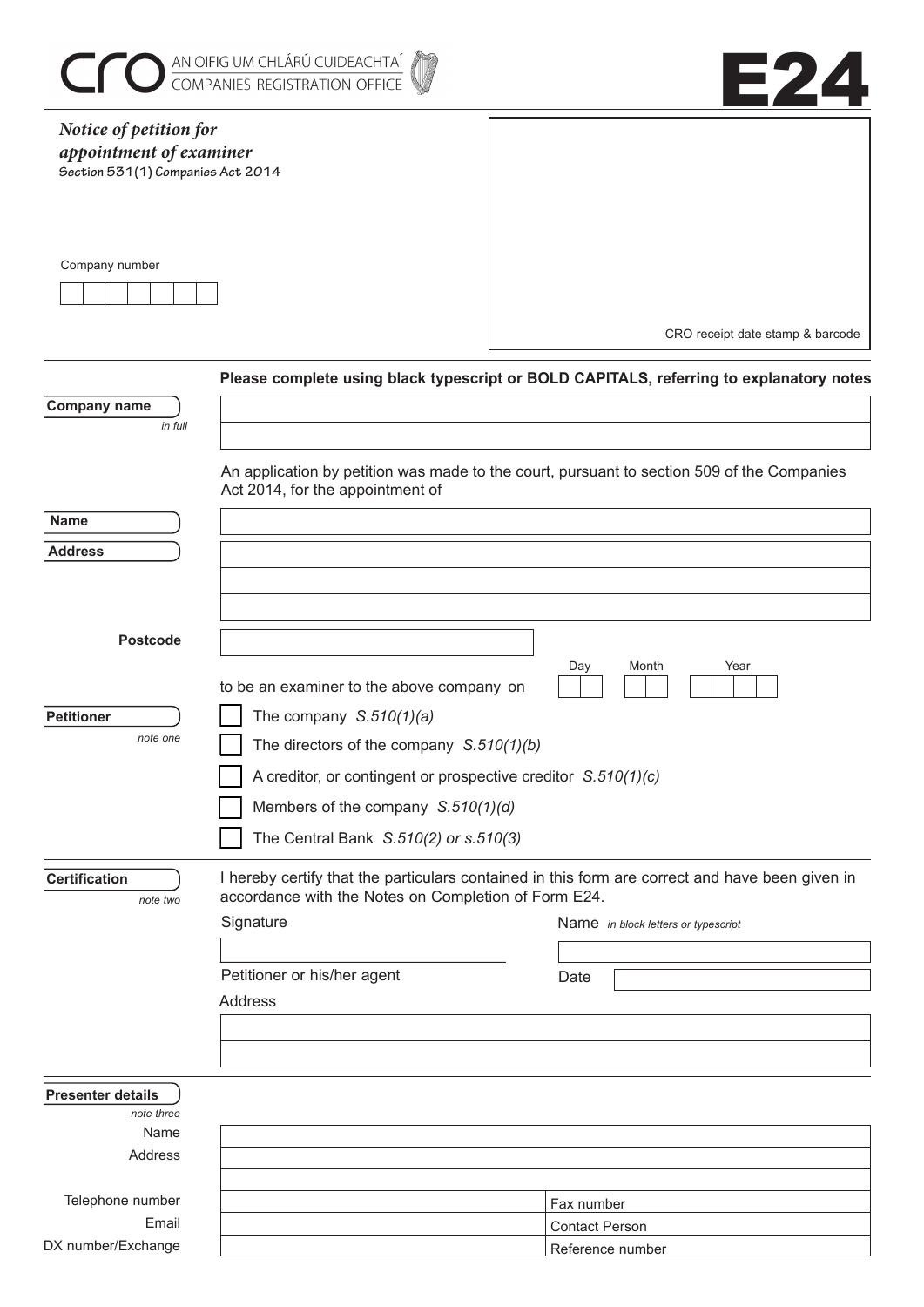CRO AN OIFIG UM CHLÁRÚ CUIDEACHTAÍ
COMPANIES REGISTRATION OFFICE

# E24

*Notice of petition for appointment of examiner*
**Section 531(1) Companies Act 2014**

Company number

| | | | | | | |
|---|---|---|---|---|---|---|
| | | | | | | |

CRO receipt date stamp & barcode

**Please complete using black typescript or BOLD CAPITALS, referring to explanatory notes**

**Company name** *in full*

An application by petition was made to the court, pursuant to section 509 of the Companies Act 2014, for the appointment of

**Name**

**Address**

**Postcode**

to be an examiner to the above company on Day Month Year

**Petitioner** *note one*

- ☐ The company *S.510(1)(a)*
- ☐ The directors of the company *S.510(1)(b)*
- ☐ A creditor, or contingent or prospective creditor *S.510(1)(c)*
- ☐ Members of the company *S.510(1)(d)*
- ☐ The Central Bank *S.510(2) or s.510(3)*

**Certification** *note two*

I hereby certify that the particulars contained in this form are correct and have been given in accordance with the Notes on Completion of Form E24.

Signature

Petitioner or his/her agent

Name *in block letters or typescript*

Date

Address

**Presenter details** *note three*

Name

Address

Telephone number

Fax number

Email

Contact Person

DX number/Exchange

Reference number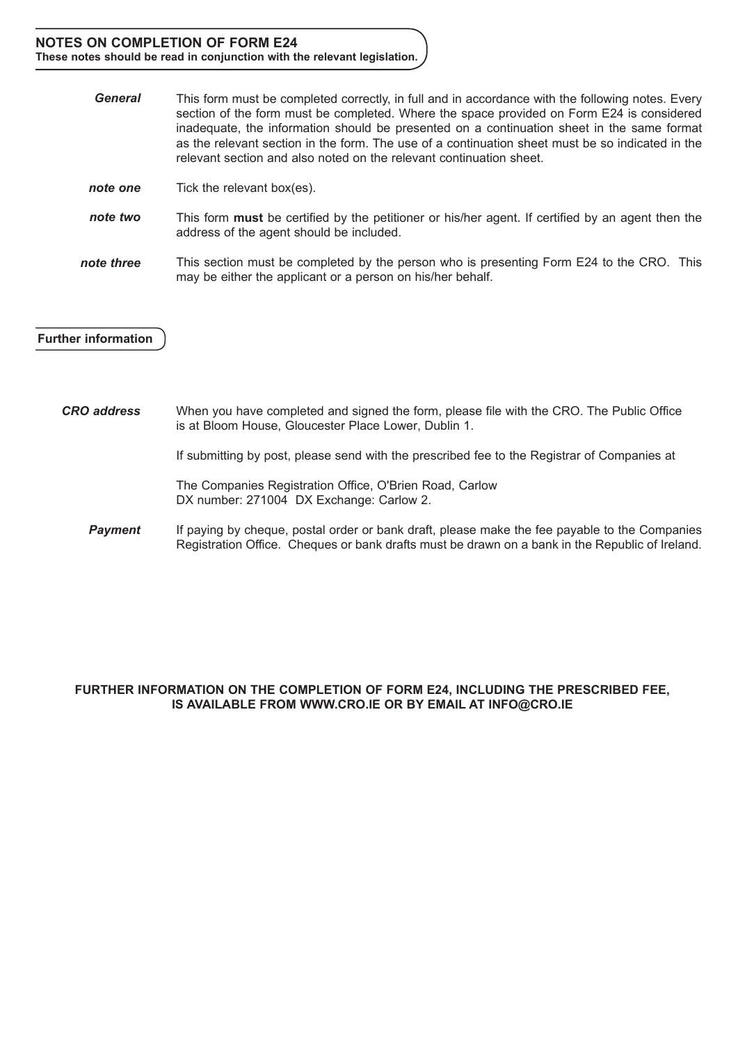## NOTES ON COMPLETION OF FORM E24

**These notes should be read in conjunction with the relevant legislation.**

***General*** This form must be completed correctly, in full and in accordance with the following notes. Every section of the form must be completed. Where the space provided on Form E24 is considered inadequate, the information should be presented on a continuation sheet in the same format as the relevant section in the form. The use of a continuation sheet must be so indicated in the relevant section and also noted on the relevant continuation sheet.

***note one*** Tick the relevant box(es).

***note two*** This form **must** be certified by the petitioner or his/her agent. If certified by an agent then the address of the agent should be included.

***note three*** This section must be completed by the person who is presenting Form E24 to the CRO. This may be either the applicant or a person on his/her behalf.

## Further information

***CRO address*** When you have completed and signed the form, please file with the CRO. The Public Office is at Bloom House, Gloucester Place Lower, Dublin 1.

If submitting by post, please send with the prescribed fee to the Registrar of Companies at

The Companies Registration Office, O'Brien Road, Carlow
DX number: 271004 DX Exchange: Carlow 2.

***Payment*** If paying by cheque, postal order or bank draft, please make the fee payable to the Companies Registration Office. Cheques or bank drafts must be drawn on a bank in the Republic of Ireland.

**FURTHER INFORMATION ON THE COMPLETION OF FORM E24, INCLUDING THE PRESCRIBED FEE, IS AVAILABLE FROM WWW.CRO.IE OR BY EMAIL AT INFO@CRO.IE**